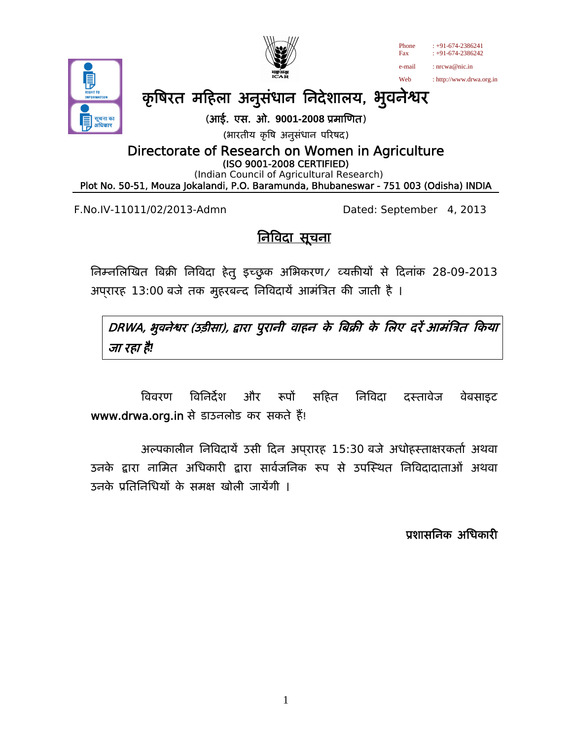Phone : +91-674-2386241
Fax : +91-674-2386242
e-mail : nrcwa@nic.in
Web : http://www.drwa.org.in

# कृषिरत महिला अनुसंधान निदेशालय, भुवनेश्वर

**(आई. एस. ओ. 9001-2008 प्रमाणित)**

(भारतीय कृषि अनुसंधान परिषद)

# Directorate of Research on Women in Agriculture

**(ISO 9001-2008 CERTIFIED)**

(Indian Council of Agricultural Research)

**Plot No. 50-51, Mouza Jokalandi, P.O. Baramunda, Bhubaneswar - 751 003 (Odisha) INDIA**

F.No.IV-11011/02/2013-Admn Dated: September 4, 2013

## निविदा सूचना

निम्नलिखित बिक्री निविदा हेतु इच्छुक अभिकरण/ व्यक्तीयों से दिनांक 28-09-2013 अप्रारह 13:00 बजे तक मुहरबन्द निविदायें आमंत्रित की जाती है ।

***DRWA, भुवनेश्वर (उड़ीसा), द्वारा पुरानी वाहन के बिक्री के लिए दरें आमंत्रित किया जा रहा है!***

विवरण विनिर्देश और रूपों सहित निविदा दस्तावेज वेबसाइट www.drwa.org.in से डाउनलोड कर सकते हैं!

अल्पकालीन निविदायें उसी दिन अप्रारह 15:30 बजे अधोहस्ताक्षरकर्ता अथवा उनके द्वारा नामित अधिकारी द्वारा सार्वजनिक रूप से उपस्थित निविदादाताओं अथवा उनके प्रतिनिधियों के समक्ष खोली जायेंगी ।

**प्रशासनिक अधिकारी**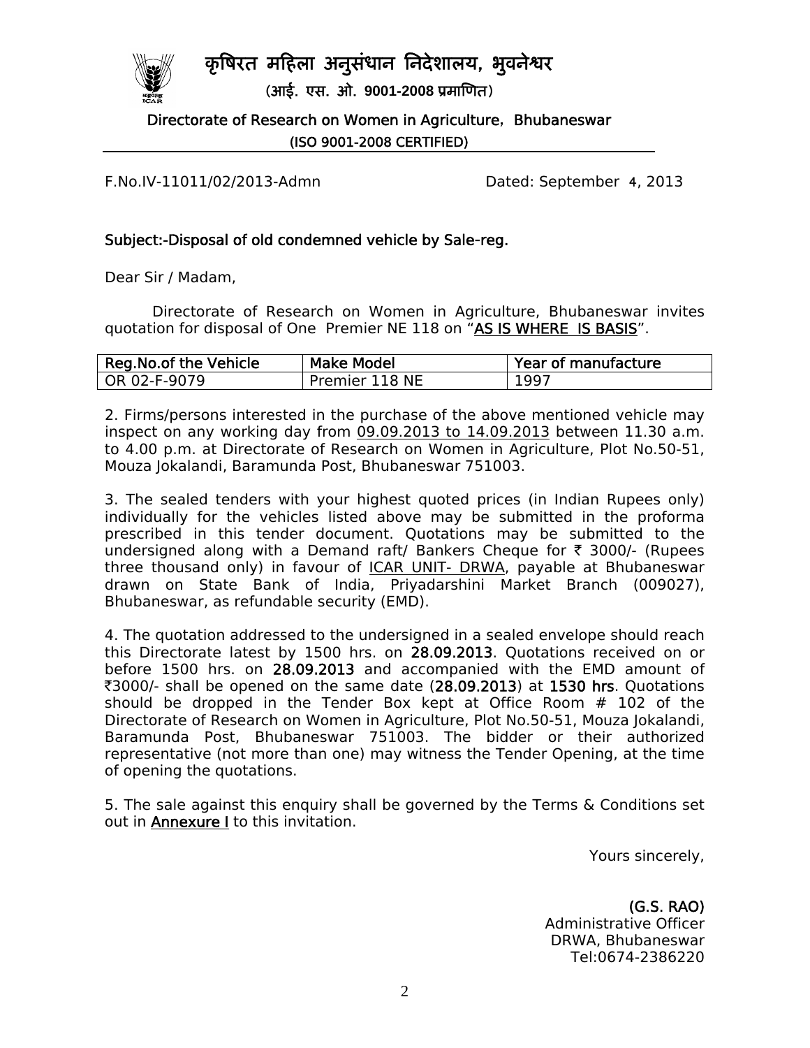# कृषिरत महिला अनुसंधान निदेशालय, भुवनेश्वर

(आई. एस. ओ. 9001-2008 प्रमाणित)

## Directorate of Research on Women in Agriculture, Bhubaneswar

(ISO 9001-2008 CERTIFIED)

F.No.IV-11011/02/2013-Admn Dated: September 4, 2013

**Subject:-Disposal of old condemned vehicle by Sale-reg.**

Dear Sir / Madam,

Directorate of Research on Women in Agriculture, Bhubaneswar invites quotation for disposal of One Premier NE 118 on "**AS IS WHERE IS BASIS**".

| Reg.No.of the Vehicle | Make Model | Year of manufacture |
|---|---|---|
| OR 02-F-9079 | Premier 118 NE | 1997 |

2. Firms/persons interested in the purchase of the above mentioned vehicle may inspect on any working day from 09.09.2013 to 14.09.2013 between 11.30 a.m. to 4.00 p.m. at Directorate of Research on Women in Agriculture, Plot No.50-51, Mouza Jokalandi, Baramunda Post, Bhubaneswar 751003.

3. The sealed tenders with your highest quoted prices (in Indian Rupees only) individually for the vehicles listed above may be submitted in the proforma prescribed in this tender document. Quotations may be submitted to the undersigned along with a Demand raft/ Bankers Cheque for ₹ 3000/- (Rupees three thousand only) in favour of ICAR UNIT- DRWA, payable at Bhubaneswar drawn on State Bank of India, Priyadarshini Market Branch (009027), Bhubaneswar, as refundable security (EMD).

4. The quotation addressed to the undersigned in a sealed envelope should reach this Directorate latest by 1500 hrs. on **28.09.2013**. Quotations received on or before 1500 hrs. on **28.09.2013** and accompanied with the EMD amount of ₹3000/- shall be opened on the same date (**28.09.2013**) at **1530 hrs**. Quotations should be dropped in the Tender Box kept at Office Room # 102 of the Directorate of Research on Women in Agriculture, Plot No.50-51, Mouza Jokalandi, Baramunda Post, Bhubaneswar 751003. The bidder or their authorized representative (not more than one) may witness the Tender Opening, at the time of opening the quotations.

5. The sale against this enquiry shall be governed by the Terms & Conditions set out in **Annexure I** to this invitation.

Yours sincerely,

**(G.S. RAO)**
Administrative Officer
DRWA, Bhubaneswar
Tel:0674-2386220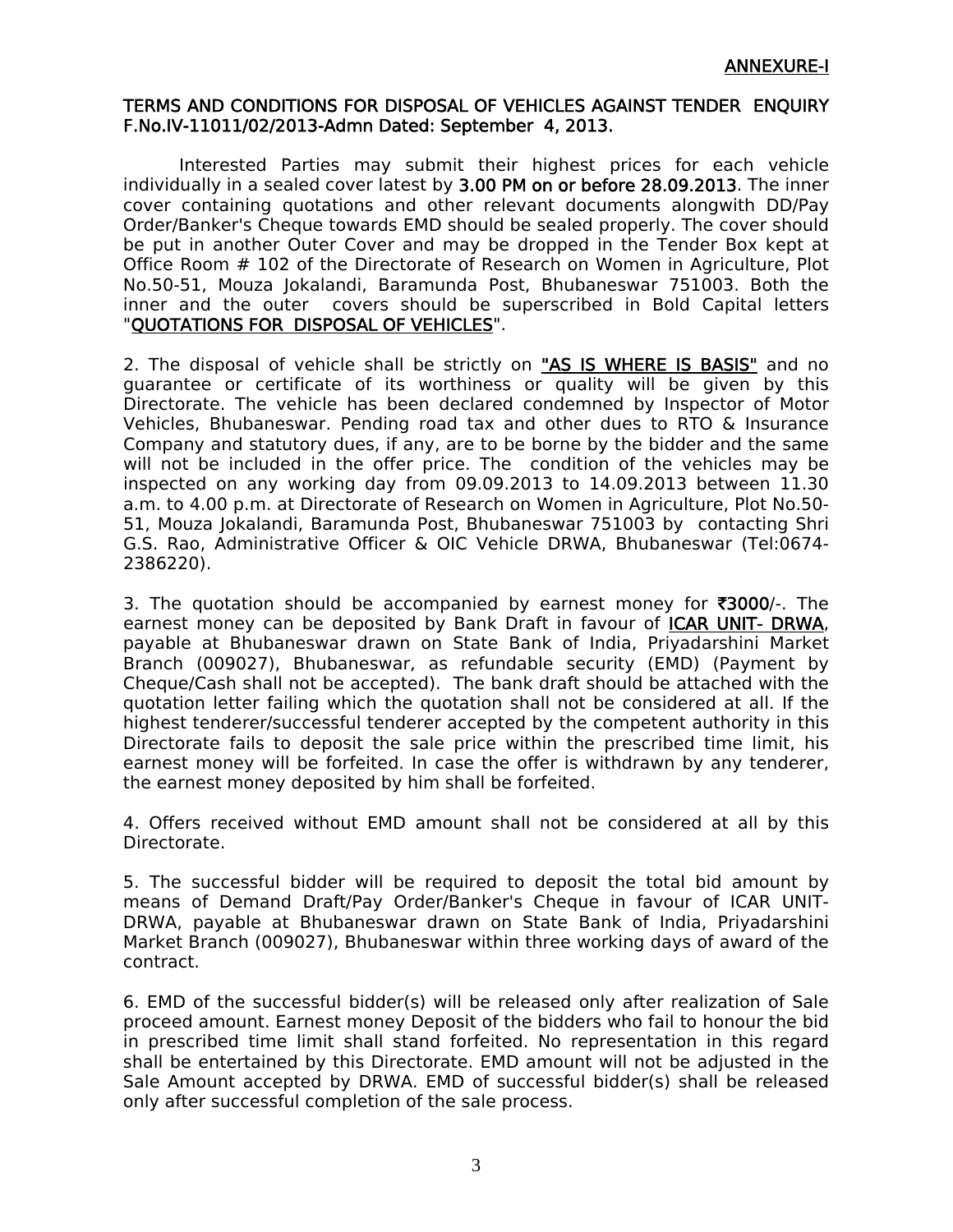**ANNEXURE-I**

**TERMS AND CONDITIONS FOR DISPOSAL OF VEHICLES AGAINST TENDER ENQUIRY F.No.IV-11011/02/2013-Admn Dated: September 4, 2013.**

Interested Parties may submit their highest prices for each vehicle individually in a sealed cover latest by **3.00 PM on or before 28.09.2013**. The inner cover containing quotations and other relevant documents alongwith DD/Pay Order/Banker's Cheque towards EMD should be sealed properly. The cover should be put in another Outer Cover and may be dropped in the Tender Box kept at Office Room # 102 of the Directorate of Research on Women in Agriculture, Plot No.50-51, Mouza Jokalandi, Baramunda Post, Bhubaneswar 751003. Both the inner and the outer covers should be superscribed in Bold Capital letters "**QUOTATIONS FOR DISPOSAL OF VEHICLES**".

2. The disposal of vehicle shall be strictly on **"AS IS WHERE IS BASIS"** and no guarantee or certificate of its worthiness or quality will be given by this Directorate. The vehicle has been declared condemned by Inspector of Motor Vehicles, Bhubaneswar. Pending road tax and other dues to RTO & Insurance Company and statutory dues, if any, are to be borne by the bidder and the same will not be included in the offer price. The condition of the vehicles may be inspected on any working day from 09.09.2013 to 14.09.2013 between 11.30 a.m. to 4.00 p.m. at Directorate of Research on Women in Agriculture, Plot No.50-51, Mouza Jokalandi, Baramunda Post, Bhubaneswar 751003 by contacting Shri G.S. Rao, Administrative Officer & OIC Vehicle DRWA, Bhubaneswar (Tel:0674-2386220).

3. The quotation should be accompanied by earnest money for **₹3000/-**. The earnest money can be deposited by Bank Draft in favour of **ICAR UNIT- DRWA**, payable at Bhubaneswar drawn on State Bank of India, Priyadarshini Market Branch (009027), Bhubaneswar, as refundable security (EMD) (Payment by Cheque/Cash shall not be accepted). The bank draft should be attached with the quotation letter failing which the quotation shall not be considered at all. If the highest tenderer/successful tenderer accepted by the competent authority in this Directorate fails to deposit the sale price within the prescribed time limit, his earnest money will be forfeited. In case the offer is withdrawn by any tenderer, the earnest money deposited by him shall be forfeited.

4. Offers received without EMD amount shall not be considered at all by this Directorate.

5. The successful bidder will be required to deposit the total bid amount by means of Demand Draft/Pay Order/Banker's Cheque in favour of ICAR UNIT-DRWA, payable at Bhubaneswar drawn on State Bank of India, Priyadarshini Market Branch (009027), Bhubaneswar within three working days of award of the contract.

6. EMD of the successful bidder(s) will be released only after realization of Sale proceed amount. Earnest money Deposit of the bidders who fail to honour the bid in prescribed time limit shall stand forfeited. No representation in this regard shall be entertained by this Directorate. EMD amount will not be adjusted in the Sale Amount accepted by DRWA. EMD of successful bidder(s) shall be released only after successful completion of the sale process.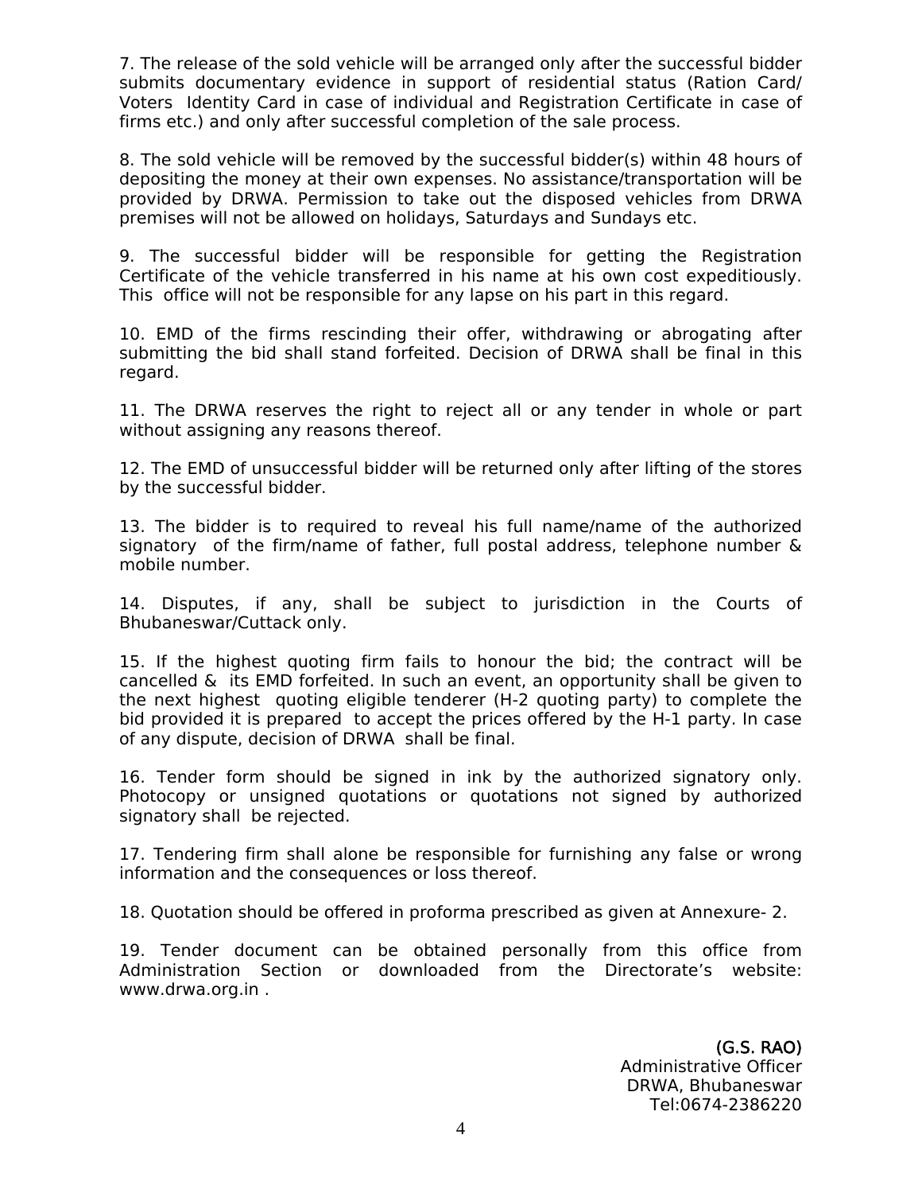7. The release of the sold vehicle will be arranged only after the successful bidder submits documentary evidence in support of residential status (Ration Card/ Voters Identity Card in case of individual and Registration Certificate in case of firms etc.) and only after successful completion of the sale process.

8. The sold vehicle will be removed by the successful bidder(s) within 48 hours of depositing the money at their own expenses. No assistance/transportation will be provided by DRWA. Permission to take out the disposed vehicles from DRWA premises will not be allowed on holidays, Saturdays and Sundays etc.

9. The successful bidder will be responsible for getting the Registration Certificate of the vehicle transferred in his name at his own cost expeditiously. This office will not be responsible for any lapse on his part in this regard.

10. EMD of the firms rescinding their offer, withdrawing or abrogating after submitting the bid shall stand forfeited. Decision of DRWA shall be final in this regard.

11. The DRWA reserves the right to reject all or any tender in whole or part without assigning any reasons thereof.

12. The EMD of unsuccessful bidder will be returned only after lifting of the stores by the successful bidder.

13. The bidder is to required to reveal his full name/name of the authorized signatory of the firm/name of father, full postal address, telephone number & mobile number.

14. Disputes, if any, shall be subject to jurisdiction in the Courts of Bhubaneswar/Cuttack only.

15. If the highest quoting firm fails to honour the bid; the contract will be cancelled & its EMD forfeited. In such an event, an opportunity shall be given to the next highest quoting eligible tenderer (H-2 quoting party) to complete the bid provided it is prepared to accept the prices offered by the H-1 party. In case of any dispute, decision of DRWA shall be final.

16. Tender form should be signed in ink by the authorized signatory only. Photocopy or unsigned quotations or quotations not signed by authorized signatory shall be rejected.

17. Tendering firm shall alone be responsible for furnishing any false or wrong information and the consequences or loss thereof.

18. Quotation should be offered in proforma prescribed as given at Annexure- 2.

19. Tender document can be obtained personally from this office from Administration Section or downloaded from the Directorate's website: www.drwa.org.in .

(G.S. RAO)
Administrative Officer
DRWA, Bhubaneswar
Tel:0674-2386220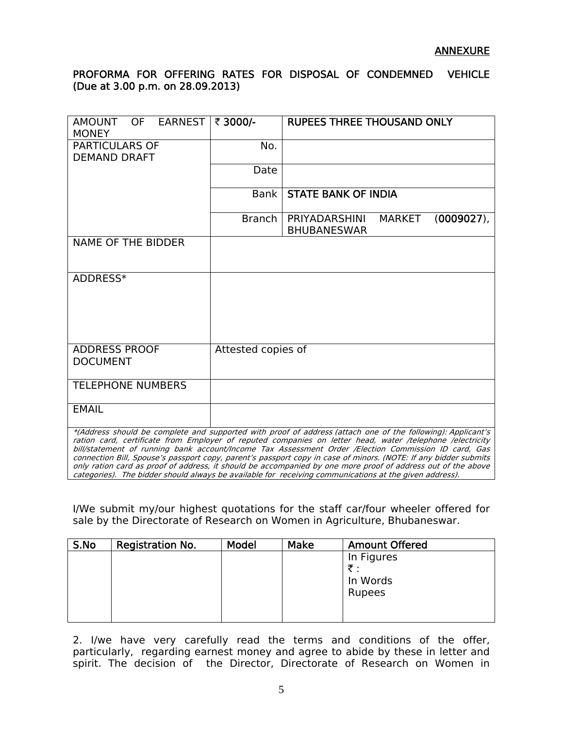ANNEXURE

**PROFORMA FOR OFFERING RATES FOR DISPOSAL OF CONDEMNED VEHICLE (Due at 3.00 p.m. on 28.09.2013)**

| | | |
|---|---|---|
| AMOUNT OF EARNEST MONEY | **₹ 3000/-** | **RUPEES THREE THOUSAND ONLY** |
| PARTICULARS OF DEMAND DRAFT | No. | |
| | Date | |
| | Bank | **STATE BANK OF INDIA** |
| | Branch | PRIYADARSHINI MARKET (**0009027**), BHUBANESWAR |
| NAME OF THE BIDDER | | |
| ADDRESS* | | |
| ADDRESS PROOF DOCUMENT | Attested copies of | |
| TELEPHONE NUMBERS | | |
| EMAIL | | |

*\*(Address should be complete and supported with proof of address (attach one of the following): Applicant's ration card, certificate from Employer of reputed companies on letter head, water /telephone /electricity bill/statement of running bank account/Income Tax Assessment Order /Election Commission ID card, Gas connection Bill, Spouse's passport copy, parent's passport copy in case of minors. (NOTE: If any bidder submits only ration card as proof of address, it should be accompanied by one more proof of address out of the above categories). The bidder should always be available for receiving communications at the given address).*

I/We submit my/our highest quotations for the staff car/four wheeler offered for sale by the Directorate of Research on Women in Agriculture, Bhubaneswar.

| S.No | Registration No. | Model | Make | Amount Offered |
|---|---|---|---|---|
| | | | | In Figures<br>₹ :<br>In Words<br>Rupees |

2. I/we have very carefully read the terms and conditions of the offer, particularly, regarding earnest money and agree to abide by these in letter and spirit. The decision of the Director, Directorate of Research on Women in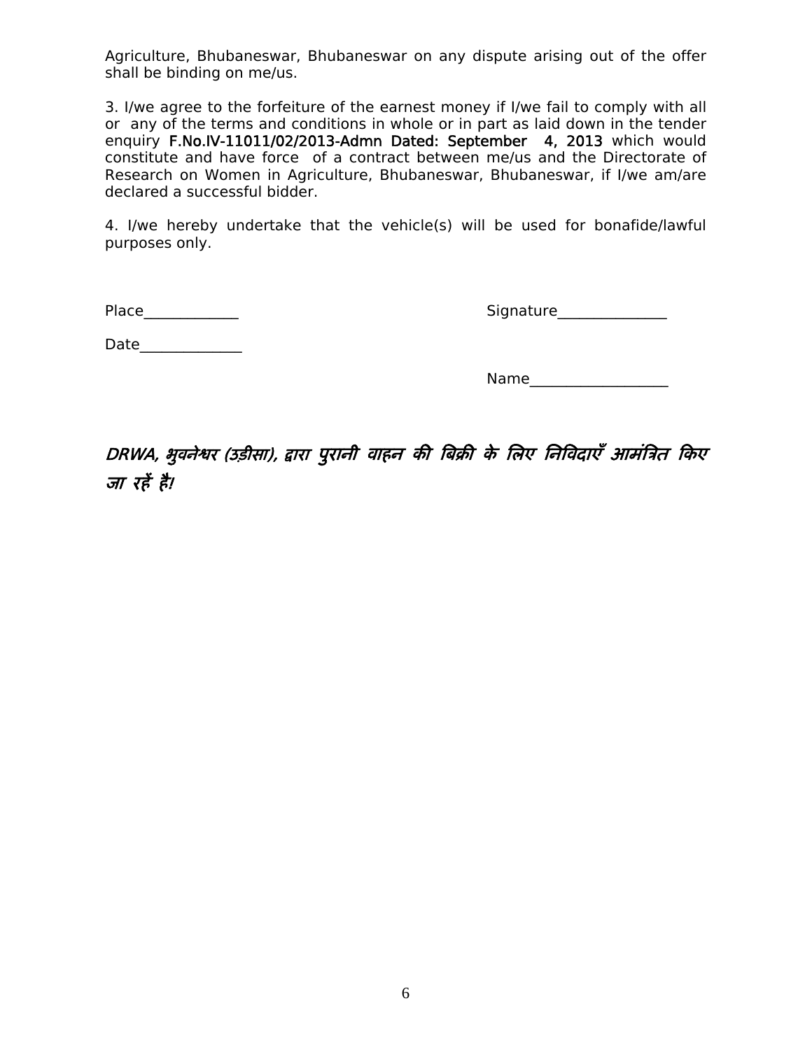Agriculture, Bhubaneswar, Bhubaneswar on any dispute arising out of the offer shall be binding on me/us.

3. I/we agree to the forfeiture of the earnest money if I/we fail to comply with all or any of the terms and conditions in whole or in part as laid down in the tender enquiry F.No.IV-11011/02/2013-Admn Dated: September 4, 2013 which would constitute and have force of a contract between me/us and the Directorate of Research on Women in Agriculture, Bhubaneswar, Bhubaneswar, if I/we am/are declared a successful bidder.

4. I/we hereby undertake that the vehicle(s) will be used for bonafide/lawful purposes only.

Place____________ Signature______________

Date_____________

Name__________________

***DRWA, भुवनेश्वर (उड़ीसा), द्वारा पुरानी वाहन की बिक्री के लिए निविदाएँ आमंत्रित किए जा रहें है!***